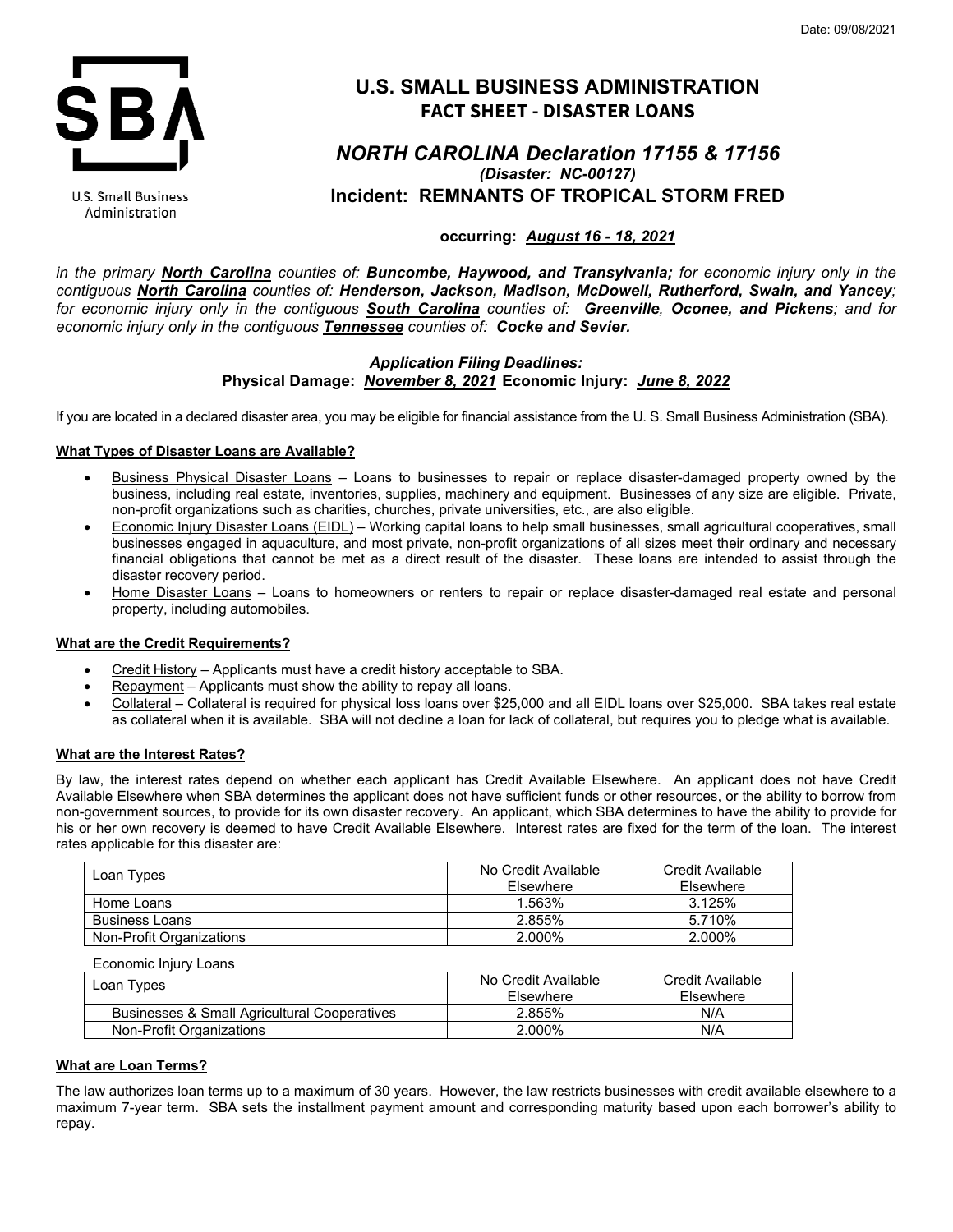Date: 09/08/2021

U.S. Small Business Administration

# U.S. SMALL BUSINESS ADMINISTRATION
## FACT SHEET - DISASTER LOANS

### *NORTH CAROLINA Declaration 17155 & 17156*
*(Disaster: NC-00127)*

### Incident: REMNANTS OF TROPICAL STORM FRED

**occurring: *August 16 - 18, 2021***

*in the primary **North Carolina** counties of: **Buncombe, Haywood, and Transylvania;** for economic injury only in the contiguous **North Carolina** counties of: **Henderson, Jackson, Madison, McDowell, Rutherford, Swain, and Yancey**; for economic injury only in the contiguous **South Carolina** counties of: **Greenville, Oconee, and Pickens**; and for economic injury only in the contiguous **Tennessee** counties of: **Cocke and Sevier.***

***Application Filing Deadlines:***
**Physical Damage: *November 8, 2021* Economic Injury: *June 8, 2022***

If you are located in a declared disaster area, you may be eligible for financial assistance from the U. S. Small Business Administration (SBA).

#### What Types of Disaster Loans are Available?

- Business Physical Disaster Loans – Loans to businesses to repair or replace disaster-damaged property owned by the business, including real estate, inventories, supplies, machinery and equipment. Businesses of any size are eligible. Private, non-profit organizations such as charities, churches, private universities, etc., are also eligible.
- Economic Injury Disaster Loans (EIDL) – Working capital loans to help small businesses, small agricultural cooperatives, small businesses engaged in aquaculture, and most private, non-profit organizations of all sizes meet their ordinary and necessary financial obligations that cannot be met as a direct result of the disaster. These loans are intended to assist through the disaster recovery period.
- Home Disaster Loans – Loans to homeowners or renters to repair or replace disaster-damaged real estate and personal property, including automobiles.

#### What are the Credit Requirements?

- Credit History – Applicants must have a credit history acceptable to SBA.
- Repayment – Applicants must show the ability to repay all loans.
- Collateral – Collateral is required for physical loss loans over $25,000 and all EIDL loans over $25,000. SBA takes real estate as collateral when it is available. SBA will not decline a loan for lack of collateral, but requires you to pledge what is available.

#### What are the Interest Rates?

By law, the interest rates depend on whether each applicant has Credit Available Elsewhere. An applicant does not have Credit Available Elsewhere when SBA determines the applicant does not have sufficient funds or other resources, or the ability to borrow from non-government sources, to provide for its own disaster recovery. An applicant, which SBA determines to have the ability to provide for his or her own recovery is deemed to have Credit Available Elsewhere. Interest rates are fixed for the term of the loan. The interest rates applicable for this disaster are:

| Loan Types | No Credit Available Elsewhere | Credit Available Elsewhere |
|---|---|---|
| Home Loans | 1.563% | 3.125% |
| Business Loans | 2.855% | 5.710% |
| Non-Profit Organizations | 2.000% | 2.000% |

Economic Injury Loans

| Loan Types | No Credit Available Elsewhere | Credit Available Elsewhere |
|---|---|---|
| Businesses & Small Agricultural Cooperatives | 2.855% | N/A |
| Non-Profit Organizations | 2.000% | N/A |

#### What are Loan Terms?

The law authorizes loan terms up to a maximum of 30 years. However, the law restricts businesses with credit available elsewhere to a maximum 7-year term. SBA sets the installment payment amount and corresponding maturity based upon each borrower's ability to repay.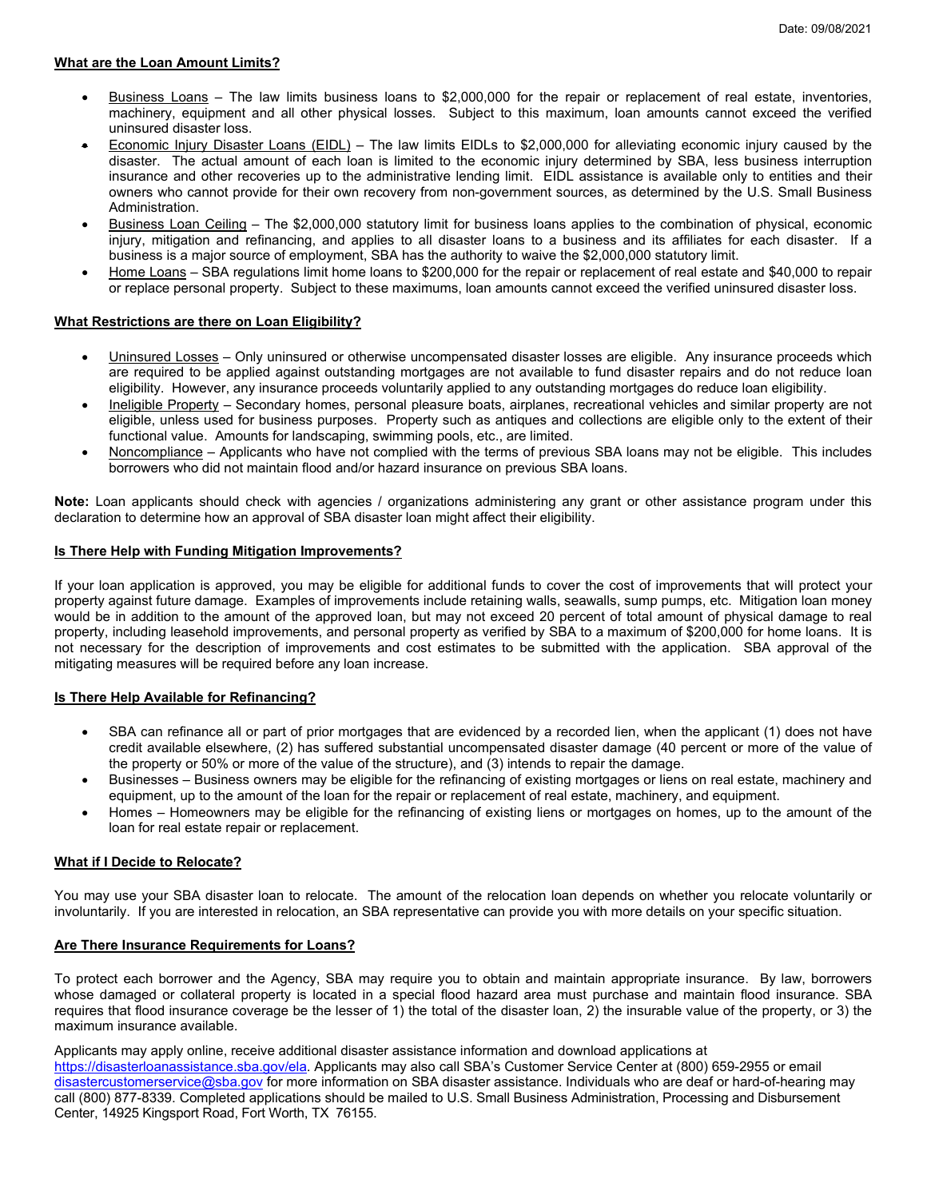Date: 09/08/2021

**What are the Loan Amount Limits?**

- Business Loans – The law limits business loans to $2,000,000 for the repair or replacement of real estate, inventories, machinery, equipment and all other physical losses. Subject to this maximum, loan amounts cannot exceed the verified uninsured disaster loss.
- Economic Injury Disaster Loans (EIDL) – The law limits EIDLs to $2,000,000 for alleviating economic injury caused by the disaster. The actual amount of each loan is limited to the economic injury determined by SBA, less business interruption insurance and other recoveries up to the administrative lending limit. EIDL assistance is available only to entities and their owners who cannot provide for their own recovery from non-government sources, as determined by the U.S. Small Business Administration.
- Business Loan Ceiling – The $2,000,000 statutory limit for business loans applies to the combination of physical, economic injury, mitigation and refinancing, and applies to all disaster loans to a business and its affiliates for each disaster. If a business is a major source of employment, SBA has the authority to waive the $2,000,000 statutory limit.
- Home Loans – SBA regulations limit home loans to $200,000 for the repair or replacement of real estate and $40,000 to repair or replace personal property. Subject to these maximums, loan amounts cannot exceed the verified uninsured disaster loss.

**What Restrictions are there on Loan Eligibility?**

- Uninsured Losses – Only uninsured or otherwise uncompensated disaster losses are eligible. Any insurance proceeds which are required to be applied against outstanding mortgages are not available to fund disaster repairs and do not reduce loan eligibility. However, any insurance proceeds voluntarily applied to any outstanding mortgages do reduce loan eligibility.
- Ineligible Property – Secondary homes, personal pleasure boats, airplanes, recreational vehicles and similar property are not eligible, unless used for business purposes. Property such as antiques and collections are eligible only to the extent of their functional value. Amounts for landscaping, swimming pools, etc., are limited.
- Noncompliance – Applicants who have not complied with the terms of previous SBA loans may not be eligible. This includes borrowers who did not maintain flood and/or hazard insurance on previous SBA loans.

**Note:** Loan applicants should check with agencies / organizations administering any grant or other assistance program under this declaration to determine how an approval of SBA disaster loan might affect their eligibility.

**Is There Help with Funding Mitigation Improvements?**

If your loan application is approved, you may be eligible for additional funds to cover the cost of improvements that will protect your property against future damage. Examples of improvements include retaining walls, seawalls, sump pumps, etc. Mitigation loan money would be in addition to the amount of the approved loan, but may not exceed 20 percent of total amount of physical damage to real property, including leasehold improvements, and personal property as verified by SBA to a maximum of $200,000 for home loans. It is not necessary for the description of improvements and cost estimates to be submitted with the application. SBA approval of the mitigating measures will be required before any loan increase.

**Is There Help Available for Refinancing?**

- SBA can refinance all or part of prior mortgages that are evidenced by a recorded lien, when the applicant (1) does not have credit available elsewhere, (2) has suffered substantial uncompensated disaster damage (40 percent or more of the value of the property or 50% or more of the value of the structure), and (3) intends to repair the damage.
- Businesses – Business owners may be eligible for the refinancing of existing mortgages or liens on real estate, machinery and equipment, up to the amount of the loan for the repair or replacement of real estate, machinery, and equipment.
- Homes – Homeowners may be eligible for the refinancing of existing liens or mortgages on homes, up to the amount of the loan for real estate repair or replacement.

**What if I Decide to Relocate?**

You may use your SBA disaster loan to relocate. The amount of the relocation loan depends on whether you relocate voluntarily or involuntarily. If you are interested in relocation, an SBA representative can provide you with more details on your specific situation.

**Are There Insurance Requirements for Loans?**

To protect each borrower and the Agency, SBA may require you to obtain and maintain appropriate insurance. By law, borrowers whose damaged or collateral property is located in a special flood hazard area must purchase and maintain flood insurance. SBA requires that flood insurance coverage be the lesser of 1) the total of the disaster loan, 2) the insurable value of the property, or 3) the maximum insurance available.

Applicants may apply online, receive additional disaster assistance information and download applications at https://disasterloanassistance.sba.gov/ela. Applicants may also call SBA's Customer Service Center at (800) 659-2955 or email disastercustomerservice@sba.gov for more information on SBA disaster assistance. Individuals who are deaf or hard-of-hearing may call (800) 877-8339. Completed applications should be mailed to U.S. Small Business Administration, Processing and Disbursement Center, 14925 Kingsport Road, Fort Worth, TX 76155.